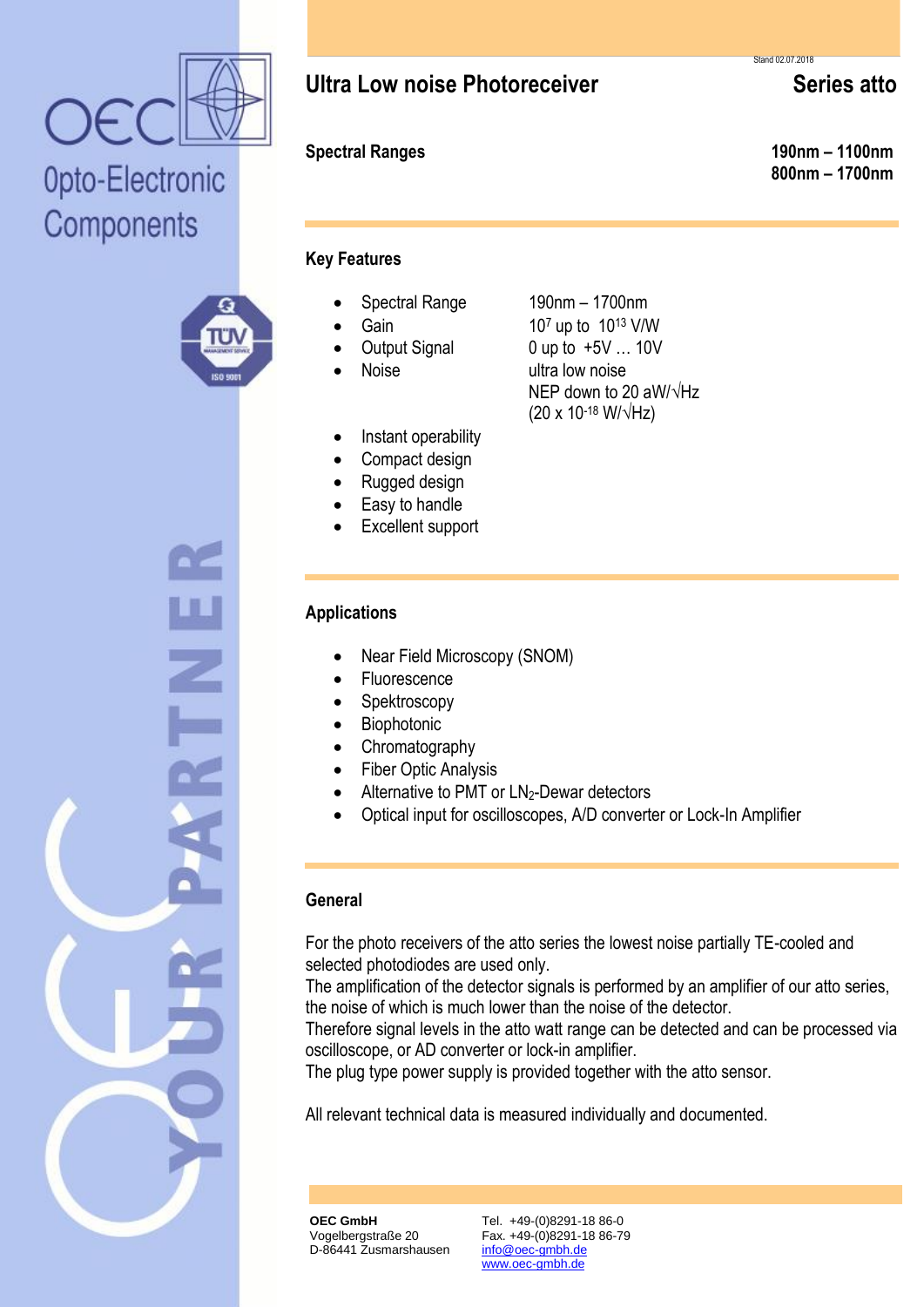# Ultra Low noise Photoreceiver — Series atto

Stand 02.07.2018

**Spectral Ranges**

**190nm – 1100nm**
**800nm – 1700nm**

## Key Features

- Spectral Range — 190nm – 1700nm
- Gain — $10^7$ up to $10^{13}$ V/W
- Output Signal — 0 up to +5V … 10V
- Noise — ultra low noise, NEP down to 20 aW/√Hz ($20 \times 10^{-18}$ W/√Hz)
- Instant operability
- Compact design
- Rugged design
- Easy to handle
- Excellent support

## Applications

- Near Field Microscopy (SNOM)
- Fluorescence
- Spektroscopy
- Biophotonic
- Chromatography
- Fiber Optic Analysis
- Alternative to PMT or $LN_2$-Dewar detectors
- Optical input for oscilloscopes, A/D converter or Lock-In Amplifier

## General

For the photo receivers of the atto series the lowest noise partially TE-cooled and selected photodiodes are used only.
The amplification of the detector signals is performed by an amplifier of our atto series, the noise of which is much lower than the noise of the detector.
Therefore signal levels in the atto watt range can be detected and can be processed via oscilloscope, or AD converter or lock-in amplifier.
The plug type power supply is provided together with the atto sensor.

All relevant technical data is measured individually and documented.

**OEC GmbH**
Vogelbergstraße 20
D-86441 Zusmarshausen

Tel. +49-(0)8291-18 86-0
Fax. +49-(0)8291-18 86-79
info@oec-gmbh.de
www.oec-gmbh.de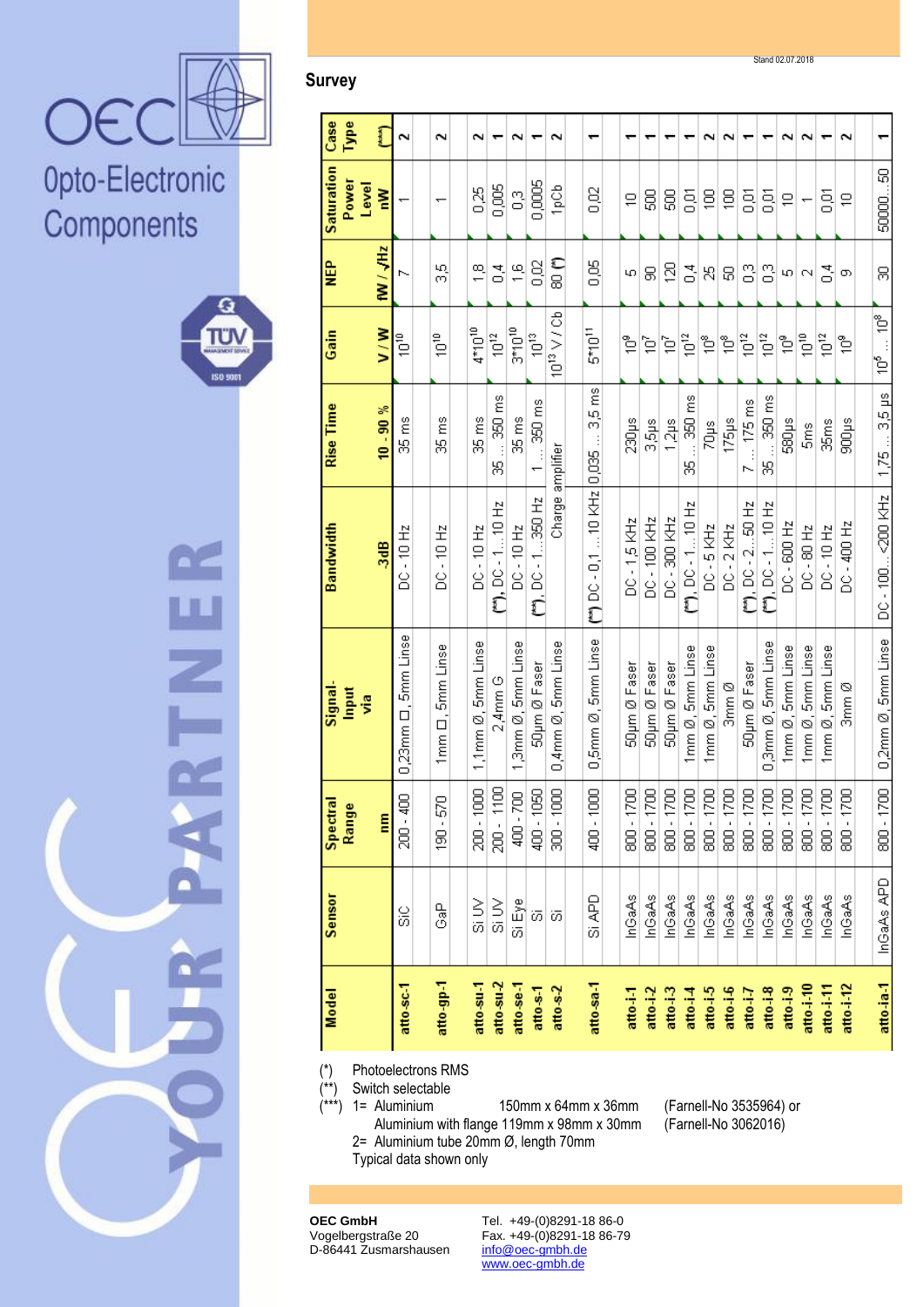Stand 02.07.2018

## Survey

| Model | Sensor | Spectral Range nm | Signal-Input via | Bandwidth -3dB | Rise Time 10 - 90 % | Gain V / W | NEP fW / √Hz | Saturation Power Level nW | Case Type (***) |
|---|---|---|---|---|---|---|---|---|---|
| atto-sc-1 | SiC | 200 - 400 | 0,23mm □, 5mm Linse | DC - 10 Hz | 35 ms | $10^{10}$ | 7 | 1 | 2 |
| atto-gp-1 | GaP | 190 - 570 | 1mm □, 5mm Linse | DC - 10 Hz | 35 ms | $10^{10}$ | 3,5 | 1 | 2 |
| atto-su-1 | Si UV | 200 - 1000 | 1,1mm Ø, 5mm Linse | DC - 10 Hz | 35 ms | $4*10^{10}$ | 1,8 | 0,25 | 2 |
| atto-su-2 | Si UV | 200 - 1100 | 2,4mm G | (**), DC - 1...10 Hz | 35 ... 350 ms | $10^{12}$ | 0,4 | 0,005 | 1 |
| atto-se-1 | Si Eye | 400 - 700 | 1,3mm Ø, 5mm Linse | DC - 10 Hz | 35 ms | $3*10^{10}$ | 1,6 | 0,3 | 2 |
| atto-s-1 | Si | 400 - 1050 | 50µm Ø Faser | (**), DC - 1...350 Hz | 1 ... 350 ms | $10^{13}$ | 0,02 | 0,0005 | 1 |
| atto-s-2 | Si | 300 - 1000 | 0,4mm Ø, 5mm Linse | Charge amplifier | | $10^{13}$ V / Cb | 80 (*) | 1pCb | 2 |
| atto-sa-1 | Si APD | 400 - 1000 | 0,5mm Ø, 5mm Linse | (**) DC - 0,1 ... 10 KHz | 0,035 ... 3,5 ms | $5*10^{11}$ | 0,05 | 0,02 | 1 |
| atto-i-1 | InGaAs | 800 - 1700 | 50µm Ø Faser | DC - 1,5 KHz | 230µs | $10^{9}$ | 5 | 10 | 1 |
| atto-i-2 | InGaAs | 800 - 1700 | 50µm Ø Faser | DC - 100 KHz | 3,5µs | $10^{7}$ | 90 | 500 | 1 |
| atto-i-3 | InGaAs | 800 - 1700 | 50µm Ø Faser | DC - 300 KHz | 1,2µs | $10^{7}$ | 120 | 500 | 1 |
| atto-i-4 | InGaAs | 800 - 1700 | 1mm Ø, 5mm Linse | (**), DC - 1...10 Hz | 35 ... 350 ms | $10^{12}$ | 0,4 | 0,01 | 1 |
| atto-i-5 | InGaAs | 800 - 1700 | 1mm Ø, 5mm Linse | DC - 5 KHz | 70µs | $10^{8}$ | 25 | 100 | 2 |
| atto-i-6 | InGaAs | 800 - 1700 | 3mm Ø | DC - 2 KHz | 175µs | $10^{8}$ | 50 | 100 | 2 |
| atto-i-7 | InGaAs | 800 - 1700 | 50µm Ø Faser | (**), DC - 2...50 Hz | 7 ... 175 ms | $10^{12}$ | 0,3 | 0,01 | 1 |
| atto-i-8 | InGaAs | 800 - 1700 | 0,3mm Ø, 5mm Linse | (**), DC - 1...10 Hz | 35 ... 350 ms | $10^{12}$ | 0,3 | 0,01 | 1 |
| atto-i-9 | InGaAs | 800 - 1700 | 1mm Ø, 5mm Linse | DC - 600 Hz | 580µs | $10^{9}$ | 5 | 10 | 2 |
| atto-i-10 | InGaAs | 800 - 1700 | 1mm Ø, 5mm Linse | DC - 80 Hz | 5ms | $10^{10}$ | 2 | 1 | 2 |
| atto-i-11 | InGaAs | 800 - 1700 | 1mm Ø, 5mm Linse | DC - 10 Hz | 35ms | $10^{12}$ | 0,4 | 0,01 | 1 |
| atto-i-12 | InGaAs | 800 - 1700 | 3mm Ø | DC - 400 Hz | 900µs | $10^{9}$ | 9 | 10 | 2 |
| atto-ia-1 | InGaAs APD | 800 - 1700 | 0,2mm Ø, 5mm Linse | DC - 100...<200 KHz | 1,75 ... 3,5 µs | $10^{6}$ ... $10^{8}$ | 30 | 50000...50 | 1 |

(*) Photoelectrons RMS
(**) Switch selectable
(***) 1= Aluminium 150mm x 64mm x 36mm (Farnell-No 3535964) or
Aluminium with flange 119mm x 98mm x 30mm (Farnell-No 3062016)
2= Aluminium tube 20mm Ø, length 70mm
Typical data shown only

**OEC GmbH**
Vogelbergstraße 20
D-86441 Zusmarshausen

Tel. +49-(0)8291-18 86-0
Fax. +49-(0)8291-18 86-79
info@oec-gmbh.de
www.oec-gmbh.de